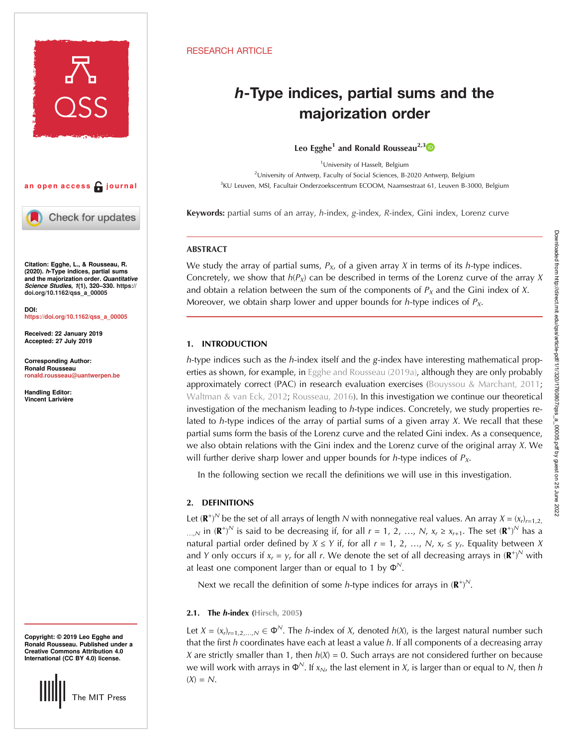RESEARCH ARTICLE

# *h*-Type indices, partial sums and the majorization order

**Leo Egghe[1] and Ronald Rousseau[2,3]**

[1]University of Hasselt, Belgium

[2]University of Antwerp, Faculty of Social Sciences, B-2020 Antwerp, Belgium

[3]KU Leuven, MSI, Facultair Onderzoekscentrum ECOOM, Naamsestraat 61, Leuven B-3000, Belgium

**Keywords:** partial sums of an array, *h*-index, *g*-index, *R*-index, Gini index, Lorenz curve

an open access journal

**Citation:** Egghe, L., & Rousseau, R. (2020). *h*-Type indices, partial sums and the majorization order. *Quantitative Science Studies*, *1*(1), 320–330. https://doi.org/10.1162/qss_a_00005

**DOI:** https://doi.org/10.1162/qss_a_00005

**Received:** 22 January 2019
**Accepted:** 27 July 2019

**Corresponding Author:**
Ronald Rousseau
ronald.rousseau@uantwerpen.be

**Handling Editor:**
Vincent Larivière

**Copyright:** © 2019 Leo Egghe and Ronald Rousseau. Published under a Creative Commons Attribution 4.0 International (CC BY 4.0) license.

## ABSTRACT

We study the array of partial sums, $P_X$, of a given array $X$ in terms of its *h*-type indices. Concretely, we show that $h(P_X)$ can be described in terms of the Lorenz curve of the array $X$ and obtain a relation between the sum of the components of $P_X$ and the Gini index of $X$. Moreover, we obtain sharp lower and upper bounds for *h*-type indices of $P_X$.

## 1. INTRODUCTION

*h*-type indices such as the *h*-index itself and the *g*-index have interesting mathematical properties as shown, for example, in Egghe and Rousseau (2019a), although they are only probably approximately correct (PAC) in research evaluation exercises (Bouyssou & Marchant, 2011; Waltman & van Eck, 2012; Rousseau, 2016). In this investigation we continue our theoretical investigation of the mechanism leading to *h*-type indices. Concretely, we study properties related to *h*-type indices of the array of partial sums of a given array $X$. We recall that these partial sums form the basis of the Lorenz curve and the related Gini index. As a consequence, we also obtain relations with the Gini index and the Lorenz curve of the original array $X$. We will further derive sharp lower and upper bounds for *h*-type indices of $P_X$.

In the following section we recall the definitions we will use in this investigation.

## 2. DEFINITIONS

Let $(\mathbf{R}^+)^N$ be the set of all arrays of length $N$ with nonnegative real values. An array $X = (x_r)_{r=1,2,\ldots,N}$ in $(\mathbf{R}^+)^N$ is said to be decreasing if, for all $r = 1, 2, \ldots, N$, $x_r \geq x_{r+1}$. The set $(\mathbf{R}^+)^N$ has a natural partial order defined by $X \leq Y$ if, for all $r = 1, 2, \ldots, N$, $x_r \leq y_r$. Equality between $X$ and $Y$ only occurs if $x_r = y_r$ for all $r$. We denote the set of all decreasing arrays in $(\mathbf{R}^+)^N$ with at least one component larger than or equal to 1 by $\Phi^N$.

Next we recall the definition of some *h*-type indices for arrays in $(\mathbf{R}^+)^N$.

### 2.1. The *h*-index (Hirsch, 2005)

Let $X = (x_r)_{r=1,2,\ldots,N} \in \Phi^N$. The *h*-index of $X$, denoted $h(X)$, is the largest natural number such that the first $h$ coordinates have each at least a value $h$. If all components of a decreasing array $X$ are strictly smaller than 1, then $h(X) = 0$. Such arrays are not considered further on because we will work with arrays in $\Phi^N$. If $x_N$, the last element in $X$, is larger than or equal to $N$, then $h(X) = N$.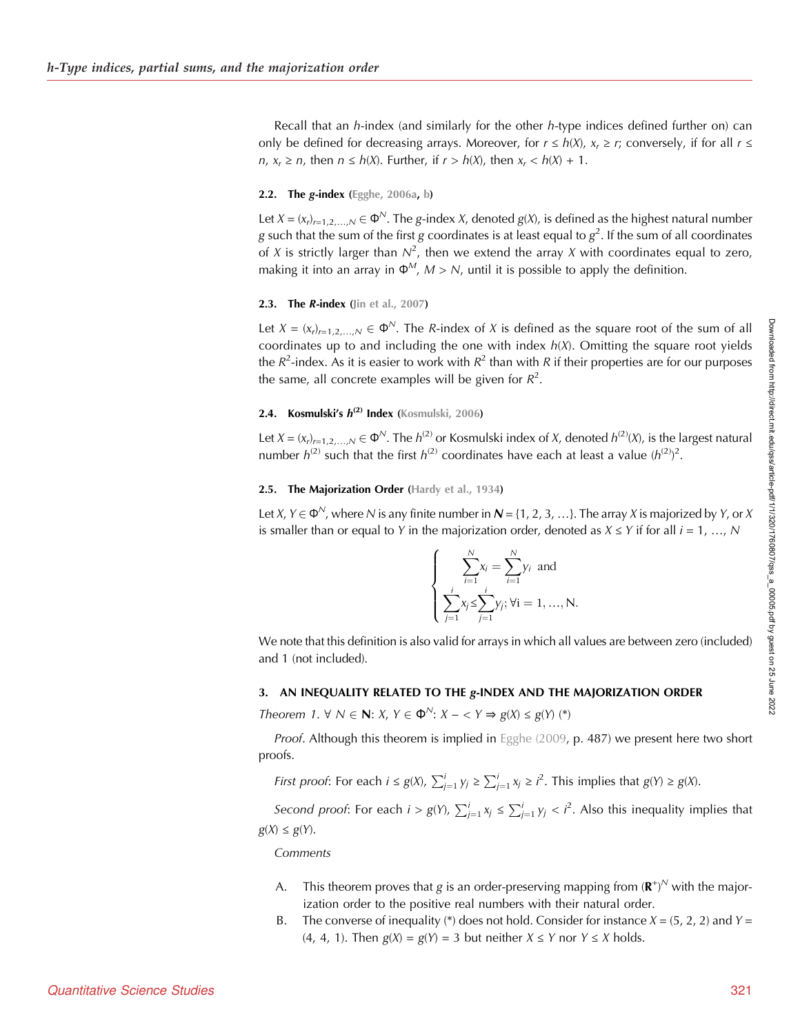Recall that an *h*-index (and similarly for the other *h*-type indices defined further on) can only be defined for decreasing arrays. Moreover, for $r \leq h(X)$, $x_r \geq r$; conversely, if for all $r \leq n$, $x_r \geq n$, then $n \leq h(X)$. Further, if $r > h(X)$, then $x_r < h(X) + 1$.

### 2.2. The *g*-index (Egghe, 2006a, b)

Let $X = (x_r)_{r=1,2,\ldots,N} \in \Phi^N$. The *g*-index *X*, denoted $g(X)$, is defined as the highest natural number *g* such that the sum of the first *g* coordinates is at least equal to $g^2$. If the sum of all coordinates of *X* is strictly larger than $N^2$, then we extend the array *X* with coordinates equal to zero, making it into an array in $\Phi^M$, $M > N$, until it is possible to apply the definition.

### 2.3. The *R*-index (Jin et al., 2007)

Let $X = (x_r)_{r=1,2,\ldots,N} \in \Phi^N$. The *R*-index of *X* is defined as the square root of the sum of all coordinates up to and including the one with index $h(X)$. Omitting the square root yields the $R^2$-index. As it is easier to work with $R^2$ than with *R* if their properties are for our purposes the same, all concrete examples will be given for $R^2$.

### 2.4. Kosmulski's $h^{(2)}$ Index (Kosmulski, 2006)

Let $X = (x_r)_{r=1,2,\ldots,N} \in \Phi^N$. The $h^{(2)}$ or Kosmulski index of *X*, denoted $h^{(2)}(X)$, is the largest natural number $h^{(2)}$ such that the first $h^{(2)}$ coordinates have each at least a value $(h^{(2)})^2$.

### 2.5. The Majorization Order (Hardy et al., 1934)

Let $X, Y \in \Phi^N$, where *N* is any finite number in $\mathbf{N} = \{1, 2, 3, \ldots\}$. The array *X* is majorized by *Y*, or *X* is smaller than or equal to *Y* in the majorization order, denoted as $X \leq Y$ if for all $i = 1, \ldots, N$

$$\begin{cases} \sum_{i=1}^{N} x_i = \sum_{i=1}^{N} y_i \text{ and} \\ \sum_{j=1}^{i} x_j \leq \sum_{j=1}^{i} y_j; \forall \mathrm{i} = 1, \ldots, \mathrm{N}. \end{cases}$$

We note that this definition is also valid for arrays in which all values are between zero (included) and 1 (not included).

## 3. AN INEQUALITY RELATED TO THE *g*-INDEX AND THE MAJORIZATION ORDER

*Theorem 1*. $\forall\, N \in \mathbf{N}$: $X, Y \in \Phi^N$: $X -< Y \Rightarrow g(X) \leq g(Y)$ (*)

*Proof*. Although this theorem is implied in Egghe (2009, p. 487) we present here two short proofs.

*First proof*: For each $i \leq g(X)$, $\sum_{j=1}^{i} y_j \geq \sum_{j=1}^{i} x_j \geq i^2$. This implies that $g(Y) \geq g(X)$.

*Second proof*: For each $i > g(Y)$, $\sum_{j=1}^{i} x_j \leq \sum_{j=1}^{i} y_j < i^2$. Also this inequality implies that $g(X) \leq g(Y)$.

*Comments*

A. This theorem proves that *g* is an order-preserving mapping from $(\mathbf{R}^+)^N$ with the majorization order to the positive real numbers with their natural order.

B. The converse of inequality (*) does not hold. Consider for instance $X = (5, 2, 2)$ and $Y = (4, 4, 1)$. Then $g(X) = g(Y) = 3$ but neither $X \leq Y$ nor $Y \leq X$ holds.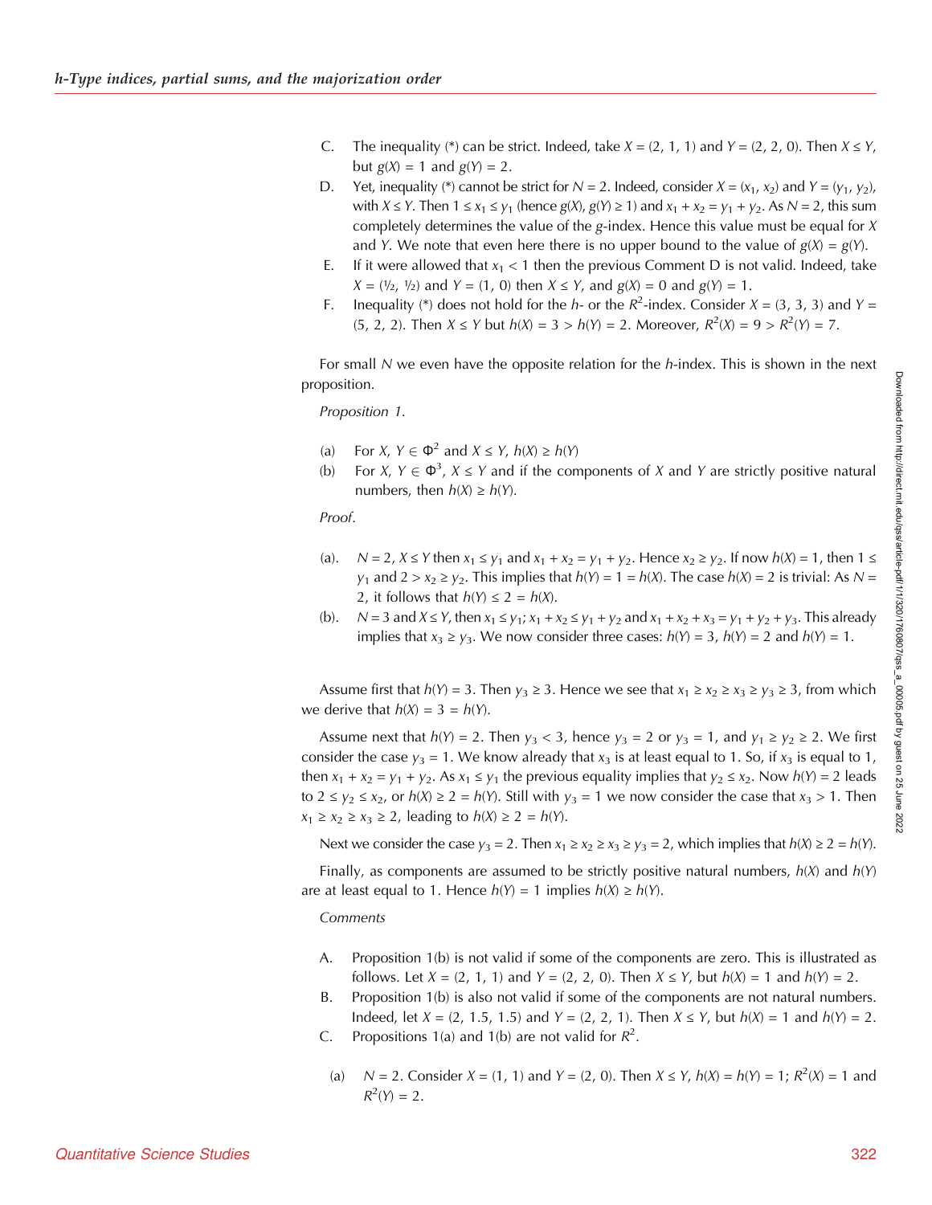C. The inequality (*) can be strict. Indeed, take $X = (2, 1, 1)$ and $Y = (2, 2, 0)$. Then $X \leq Y$, but $g(X) = 1$ and $g(Y) = 2$.

D. Yet, inequality (*) cannot be strict for $N = 2$. Indeed, consider $X = (x_1, x_2)$ and $Y = (y_1, y_2)$, with $X \leq Y$. Then $1 \leq x_1 \leq y_1$ (hence $g(X), g(Y) \geq 1$) and $x_1 + x_2 = y_1 + y_2$. As $N = 2$, this sum completely determines the value of the $g$-index. Hence this value must be equal for $X$ and $Y$. We note that even here there is no upper bound to the value of $g(X) = g(Y)$.

E. If it were allowed that $x_1 < 1$ then the previous Comment D is not valid. Indeed, take $X = (½, ½)$ and $Y = (1, 0)$ then $X \leq Y$, and $g(X) = 0$ and $g(Y) = 1$.

F. Inequality (*) does not hold for the $h$- or the $R^2$-index. Consider $X = (3, 3, 3)$ and $Y = (5, 2, 2)$. Then $X \leq Y$ but $h(X) = 3 > h(Y) = 2$. Moreover, $R^2(X) = 9 > R^2(Y) = 7$.

For small $N$ we even have the opposite relation for the $h$-index. This is shown in the next proposition.

*Proposition 1*.

(a) For $X, Y \in \Phi^2$ and $X \leq Y$, $h(X) \geq h(Y)$

(b) For $X, Y \in \Phi^3$, $X \leq Y$ and if the components of $X$ and $Y$ are strictly positive natural numbers, then $h(X) \geq h(Y)$.

*Proof*.

(a). $N = 2$, $X \leq Y$ then $x_1 \leq y_1$ and $x_1 + x_2 = y_1 + y_2$. Hence $x_2 \geq y_2$. If now $h(X) = 1$, then $1 \leq y_1$ and $2 > x_2 \geq y_2$. This implies that $h(Y) = 1 = h(X)$. The case $h(X) = 2$ is trivial: As $N = 2$, it follows that $h(Y) \leq 2 = h(X)$.

(b). $N = 3$ and $X \leq Y$, then $x_1 \leq y_1$; $x_1 + x_2 \leq y_1 + y_2$ and $x_1 + x_2 + x_3 = y_1 + y_2 + y_3$. This already implies that $x_3 \geq y_3$. We now consider three cases: $h(Y) = 3$, $h(Y) = 2$ and $h(Y) = 1$.

Assume first that $h(Y) = 3$. Then $y_3 \geq 3$. Hence we see that $x_1 \geq x_2 \geq x_3 \geq y_3 \geq 3$, from which we derive that $h(X) = 3 = h(Y)$.

Assume next that $h(Y) = 2$. Then $y_3 < 3$, hence $y_3 = 2$ or $y_3 = 1$, and $y_1 \geq y_2 \geq 2$. We first consider the case $y_3 = 1$. We know already that $x_3$ is at least equal to 1. So, if $x_3$ is equal to 1, then $x_1 + x_2 = y_1 + y_2$. As $x_1 \leq y_1$ the previous equality implies that $y_2 \leq x_2$. Now $h(Y) = 2$ leads to $2 \leq y_2 \leq x_2$, or $h(X) \geq 2 = h(Y)$. Still with $y_3 = 1$ we now consider the case that $x_3 > 1$. Then $x_1 \geq x_2 \geq x_3 \geq 2$, leading to $h(X) \geq 2 = h(Y)$.

Next we consider the case $y_3 = 2$. Then $x_1 \geq x_2 \geq x_3 \geq y_3 = 2$, which implies that $h(X) \geq 2 = h(Y)$.

Finally, as components are assumed to be strictly positive natural numbers, $h(X)$ and $h(Y)$ are at least equal to 1. Hence $h(Y) = 1$ implies $h(X) \geq h(Y)$.

*Comments*

A. Proposition 1(b) is not valid if some of the components are zero. This is illustrated as follows. Let $X = (2, 1, 1)$ and $Y = (2, 2, 0)$. Then $X \leq Y$, but $h(X) = 1$ and $h(Y) = 2$.

B. Proposition 1(b) is also not valid if some of the components are not natural numbers. Indeed, let $X = (2, 1.5, 1.5)$ and $Y = (2, 2, 1)$. Then $X \leq Y$, but $h(X) = 1$ and $h(Y) = 2$.

C. Propositions 1(a) and 1(b) are not valid for $R^2$.

(a) $N = 2$. Consider $X = (1, 1)$ and $Y = (2, 0)$. Then $X \leq Y$, $h(X) = h(Y) = 1$; $R^2(X) = 1$ and $R^2(Y) = 2$.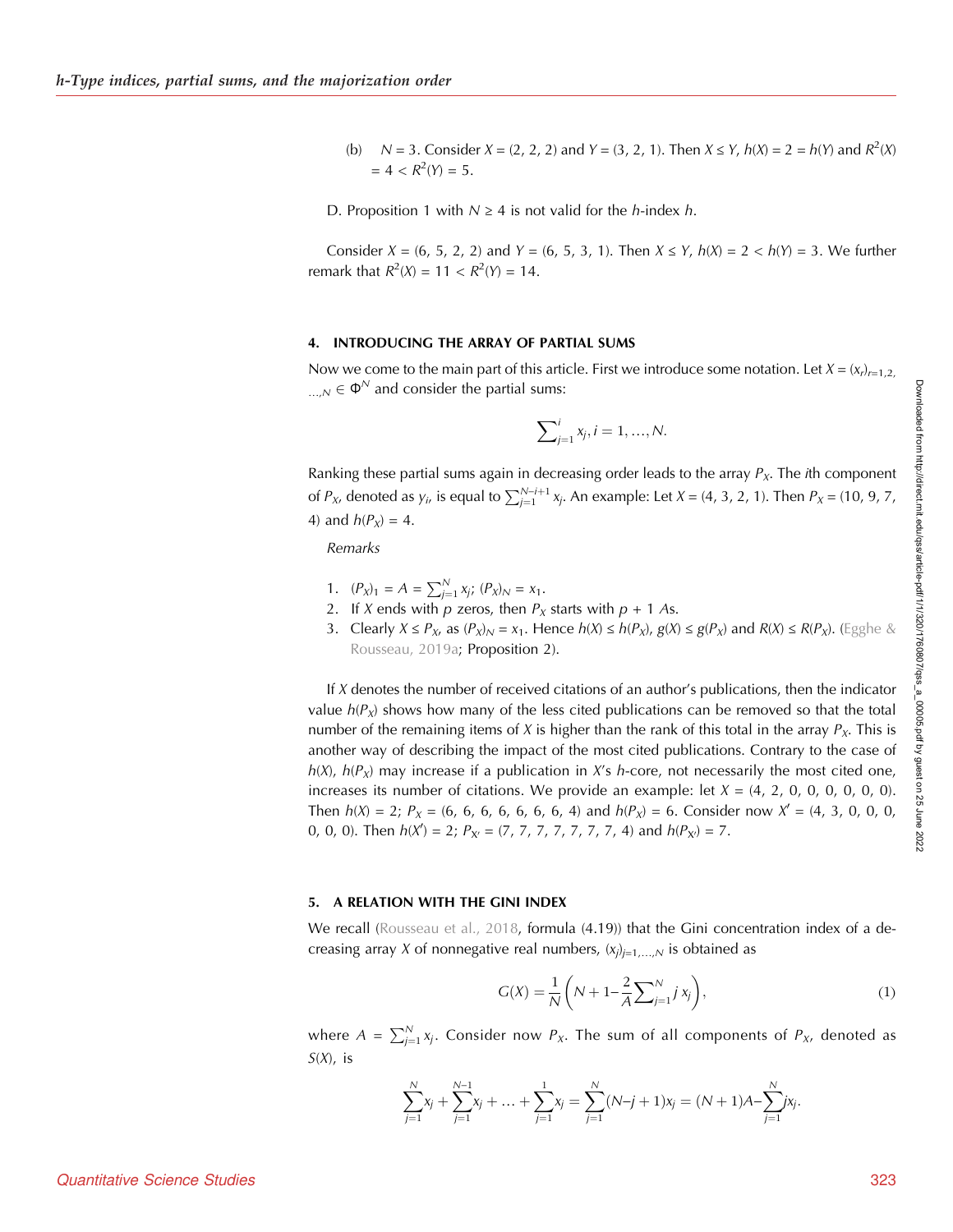(b) $N = 3$. Consider $X = (2, 2, 2)$ and $Y = (3, 2, 1)$. Then $X \leq Y$, $h(X) = 2 = h(Y)$ and $R^2(X) = 4 < R^2(Y) = 5$.

D. Proposition 1 with $N \geq 4$ is not valid for the $h$-index $h$.

Consider $X = (6, 5, 2, 2)$ and $Y = (6, 5, 3, 1)$. Then $X \leq Y$, $h(X) = 2 < h(Y) = 3$. We further remark that $R^2(X) = 11 < R^2(Y) = 14$.

## 4. INTRODUCING THE ARRAY OF PARTIAL SUMS

Now we come to the main part of this article. First we introduce some notation. Let $X = (x_r)_{r=1,2,\ldots,N} \in \Phi^N$ and consider the partial sums:

$$\sum\nolimits_{j=1}^{i} x_j, i = 1, \ldots, N.$$

Ranking these partial sums again in decreasing order leads to the array $P_X$. The $i$th component of $P_X$, denoted as $y_i$, is equal to $\sum_{j=1}^{N-i+1} x_j$. An example: Let $X = (4, 3, 2, 1)$. Then $P_X = (10, 9, 7, 4)$ and $h(P_X) = 4$.

*Remarks*

1. $(P_X)_1 = A = \sum_{j=1}^{N} x_j$; $(P_X)_N = x_1$.
2. If $X$ ends with $p$ zeros, then $P_X$ starts with $p + 1$ $A$s.
3. Clearly $X \leq P_X$, as $(P_X)_N = x_1$. Hence $h(X) \leq h(P_X)$, $g(X) \leq g(P_X)$ and $R(X) \leq R(P_X)$. (Egghe & Rousseau, 2019a; Proposition 2).

If $X$ denotes the number of received citations of an author's publications, then the indicator value $h(P_X)$ shows how many of the less cited publications can be removed so that the total number of the remaining items of $X$ is higher than the rank of this total in the array $P_X$. This is another way of describing the impact of the most cited publications. Contrary to the case of $h(X)$, $h(P_X)$ may increase if a publication in $X$'s $h$-core, not necessarily the most cited one, increases its number of citations. We provide an example: let $X = (4, 2, 0, 0, 0, 0, 0, 0)$. Then $h(X) = 2$; $P_X = (6, 6, 6, 6, 6, 6, 6, 4)$ and $h(P_X) = 6$. Consider now $X' = (4, 3, 0, 0, 0, 0, 0, 0)$. Then $h(X') = 2$; $P_{X'} = (7, 7, 7, 7, 7, 7, 7, 4)$ and $h(P_{X'}) = 7$.

## 5. A RELATION WITH THE GINI INDEX

We recall (Rousseau et al., 2018, formula (4.19)) that the Gini concentration index of a decreasing array $X$ of nonnegative real numbers, $(x_j)_{j=1,\ldots,N}$ is obtained as

$$G(X) = \frac{1}{N}\left(N + 1 - \frac{2}{A}\sum\nolimits_{j=1}^{N} j\, x_j\right), \tag{1}$$

where $A = \sum_{j=1}^{N} x_j$. Consider now $P_X$. The sum of all components of $P_X$, denoted as $S(X)$, is

$$\sum_{j=1}^{N} x_j + \sum_{j=1}^{N-1} x_j + \ldots + \sum_{j=1}^{1} x_j = \sum_{j=1}^{N}(N - j + 1)x_j = (N + 1)A - \sum_{j=1}^{N} j x_j.$$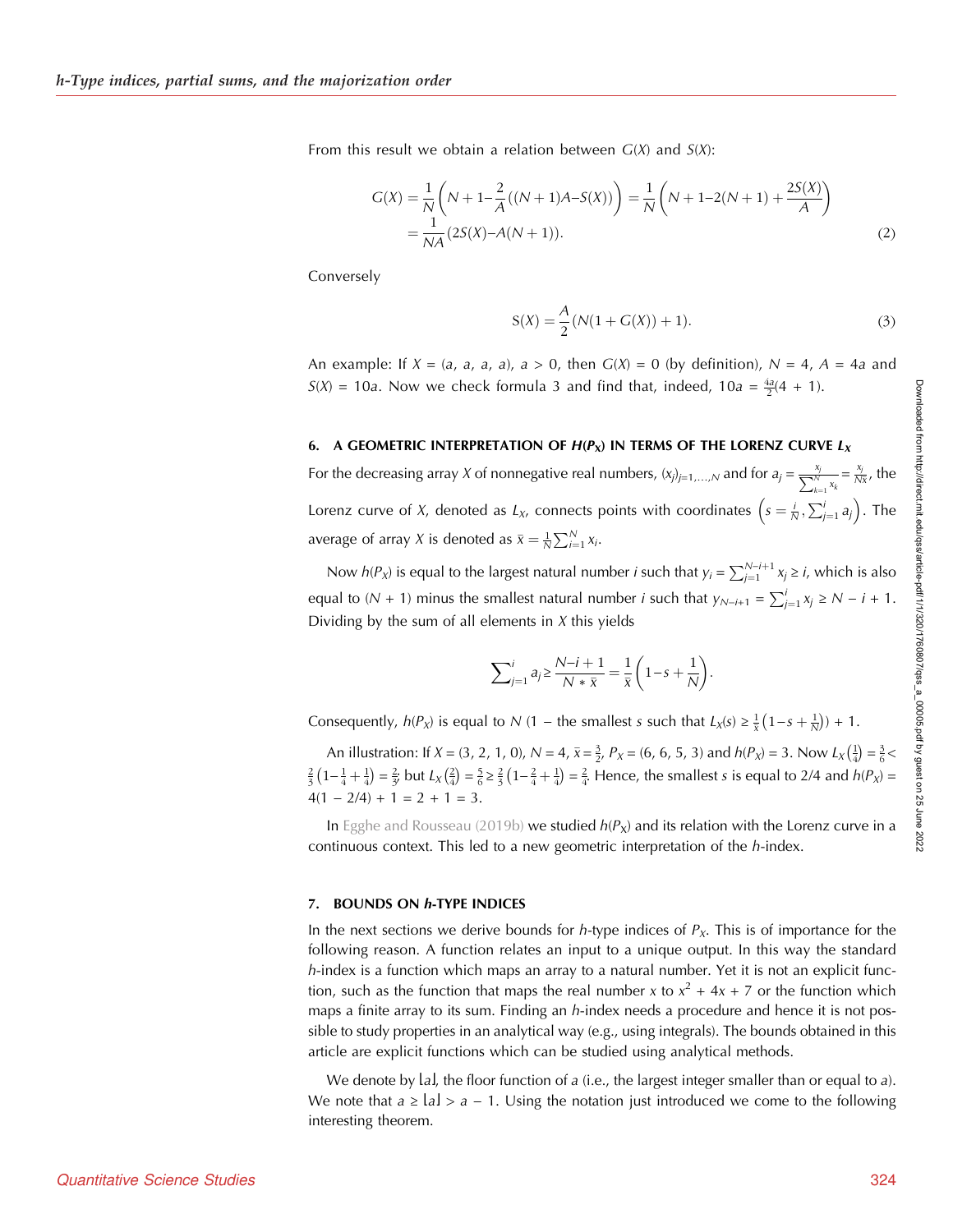From this result we obtain a relation between $G(X)$ and $S(X)$:

$$G(X) = \frac{1}{N}\left(N+1-\frac{2}{A}\left((N+1)A-S(X)\right)\right) = \frac{1}{N}\left(N+1-2(N+1)+\frac{2S(X)}{A}\right)$$
$$= \frac{1}{NA}(2S(X)-A(N+1)). \tag{2}$$

Conversely

$$S(X) = \frac{A}{2}(N(1+G(X))+1). \tag{3}$$

An example: If $X = (a, a, a, a)$, $a > 0$, then $G(X) = 0$ (by definition), $N = 4$, $A = 4a$ and $S(X) = 10a$. Now we check formula 3 and find that, indeed, $10a = \frac{4a}{2}(4+1)$.

### 6. A GEOMETRIC INTERPRETATION OF $H(P_X)$ IN TERMS OF THE LORENZ CURVE $L_X$

For the decreasing array $X$ of nonnegative real numbers, $(x_j)_{j=1,\ldots,N}$ and for $a_j = \frac{x_j}{\sum_{k=1}^{N} x_k} = \frac{x_j}{N\bar{x}}$, the Lorenz curve of $X$, denoted as $L_X$, connects points with coordinates $\left(s = \frac{i}{N}, \sum_{j=1}^{i} a_j\right)$. The average of array $X$ is denoted as $\bar{x} = \frac{1}{N}\sum_{i=1}^{N} x_i$.

Now $h(P_X)$ is equal to the largest natural number $i$ such that $y_i = \sum_{j=1}^{N-i+1} x_j \geq i$, which is also equal to $(N+1)$ minus the smallest natural number $i$ such that $y_{N-i+1} = \sum_{j=1}^{i} x_j \geq N-i+1$. Dividing by the sum of all elements in $X$ this yields

$$\sum\nolimits_{j=1}^{i} a_j \geq \frac{N-i+1}{N * \bar{x}} = \frac{1}{\bar{x}}\left(1-s+\frac{1}{N}\right).$$

Consequently, $h(P_X)$ is equal to $N$ (1 − the smallest $s$ such that $L_X(s) \geq \frac{1}{\bar{x}}\left(1-s+\frac{1}{N}\right)$) + 1.

An illustration: If $X = (3, 2, 1, 0)$, $N = 4$, $\bar{x} = \frac{3}{2}$, $P_X = (6, 6, 5, 3)$ and $h(P_X) = 3$. Now $L_X\left(\frac{1}{4}\right) = \frac{3}{6} < \frac{2}{3}\left(1-\frac{1}{4}+\frac{1}{4}\right) = \frac{2}{3}$, but $L_X\left(\frac{2}{4}\right) = \frac{5}{6} \geq \frac{2}{3}\left(1-\frac{2}{4}+\frac{1}{4}\right) = \frac{2}{4}$. Hence, the smallest $s$ is equal to 2/4 and $h(P_X) = 4(1 - 2/4) + 1 = 2 + 1 = 3$.

In Egghe and Rousseau (2019b) we studied $h(P_X)$ and its relation with the Lorenz curve in a continuous context. This led to a new geometric interpretation of the $h$-index.

### 7. BOUNDS ON $h$-TYPE INDICES

In the next sections we derive bounds for $h$-type indices of $P_X$. This is of importance for the following reason. A function relates an input to a unique output. In this way the standard $h$-index is a function which maps an array to a natural number. Yet it is not an explicit function, such as the function that maps the real number $x$ to $x^2 + 4x + 7$ or the function which maps a finite array to its sum. Finding an $h$-index needs a procedure and hence it is not possible to study properties in an analytical way (e.g., using integrals). The bounds obtained in this article are explicit functions which can be studied using analytical methods.

We denote by $\lfloor a \rfloor$, the floor function of $a$ (i.e., the largest integer smaller than or equal to $a$). We note that $a \geq \lfloor a \rfloor > a - 1$. Using the notation just introduced we come to the following interesting theorem.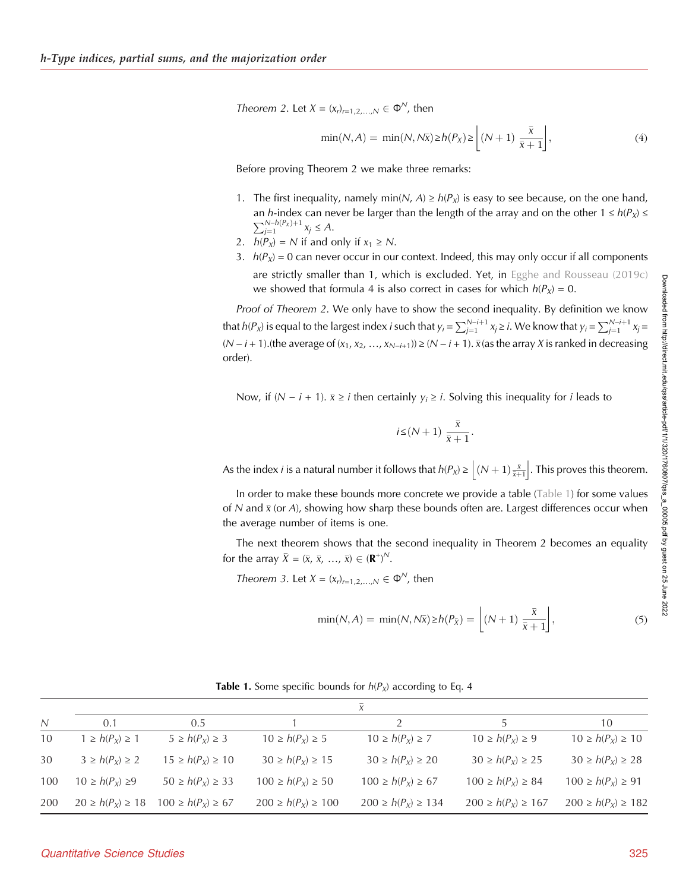*Theorem 2*. Let $X = (x_r)_{r=1,2,\ldots,N} \in \Phi^N$, then

$$\min(N, A) = \min(N, N\bar{x}) \geq h(P_X) \geq \left\lfloor (N+1)\ \frac{\bar{x}}{\bar{x}+1} \right\rfloor, \tag{4}$$

Before proving Theorem 2 we make three remarks:

1. The first inequality, namely $\min(N, A) \geq h(P_X)$ is easy to see because, on the one hand, an $h$-index can never be larger than the length of the array and on the other $1 \leq h(P_X) \leq \sum_{j=1}^{N-h(P_X)+1} x_j \leq A$.
2. $h(P_X) = N$ if and only if $x_1 \geq N$.
3. $h(P_X) = 0$ can never occur in our context. Indeed, this may only occur if all components are strictly smaller than 1, which is excluded. Yet, in Egghe and Rousseau (2019c) we showed that formula 4 is also correct in cases for which $h(P_X) = 0$.

*Proof of Theorem 2*. We only have to show the second inequality. By definition we know that $h(P_X)$ is equal to the largest index $i$ such that $y_i = \sum_{j=1}^{N-i+1} x_j \geq i$. We know that $y_i = \sum_{j=1}^{N-i+1} x_j = (N-i+1)$.(the average of $(x_1, x_2, \ldots, x_{N-i+1})) \geq (N-i+1).\ \bar{x}$ (as the array $X$ is ranked in decreasing order).

Now, if $(N - i + 1).\ \bar{x} \geq i$ then certainly $y_i \geq i$. Solving this inequality for $i$ leads to

$$i \leq (N+1)\ \frac{\bar{x}}{\bar{x}+1}.$$

As the index $i$ is a natural number it follows that $h(P_X) \geq \left\lfloor (N+1)\frac{\bar{x}}{\bar{x}+1} \right\rfloor$. This proves this theorem.

In order to make these bounds more concrete we provide a table (Table 1) for some values of $N$ and $\bar{x}$ (or $A$), showing how sharp these bounds often are. Largest differences occur when the average number of items is one.

The next theorem shows that the second inequality in Theorem 2 becomes an equality for the array $\bar{X} = (\bar{x}, \bar{x}, \ldots, \bar{x}) \in (\mathbf{R}^+)^N$.

*Theorem 3*. Let $X = (x_r)_{r=1,2,\ldots,N} \in \Phi^N$, then

$$\min(N, A) = \min(N, N\bar{x}) \geq h(P_{\bar{X}}) = \left\lfloor (N+1)\ \frac{\bar{x}}{\bar{x}+1} \right\rfloor, \tag{5}$$

**Table 1.** Some specific bounds for $h(P_X)$ according to Eq. 4

| | $\bar{x}$ | | | | | |
|---|---|---|---|---|---|---|
| $N$ | 0.1 | 0.5 | 1 | 2 | 5 | 10 |
| 10 | $1 \geq h(P_X) \geq 1$ | $5 \geq h(P_X) \geq 3$ | $10 \geq h(P_X) \geq 5$ | $10 \geq h(P_X) \geq 7$ | $10 \geq h(P_X) \geq 9$ | $10 \geq h(P_X) \geq 10$ |
| 30 | $3 \geq h(P_X) \geq 2$ | $15 \geq h(P_X) \geq 10$ | $30 \geq h(P_X) \geq 15$ | $30 \geq h(P_X) \geq 20$ | $30 \geq h(P_X) \geq 25$ | $30 \geq h(P_X) \geq 28$ |
| 100 | $10 \geq h(P_X) \geq 9$ | $50 \geq h(P_X) \geq 33$ | $100 \geq h(P_X) \geq 50$ | $100 \geq h(P_X) \geq 67$ | $100 \geq h(P_X) \geq 84$ | $100 \geq h(P_X) \geq 91$ |
| 200 | $20 \geq h(P_X) \geq 18$ | $100 \geq h(P_X) \geq 67$ | $200 \geq h(P_X) \geq 100$ | $200 \geq h(P_X) \geq 134$ | $200 \geq h(P_X) \geq 167$ | $200 \geq h(P_X) \geq 182$ |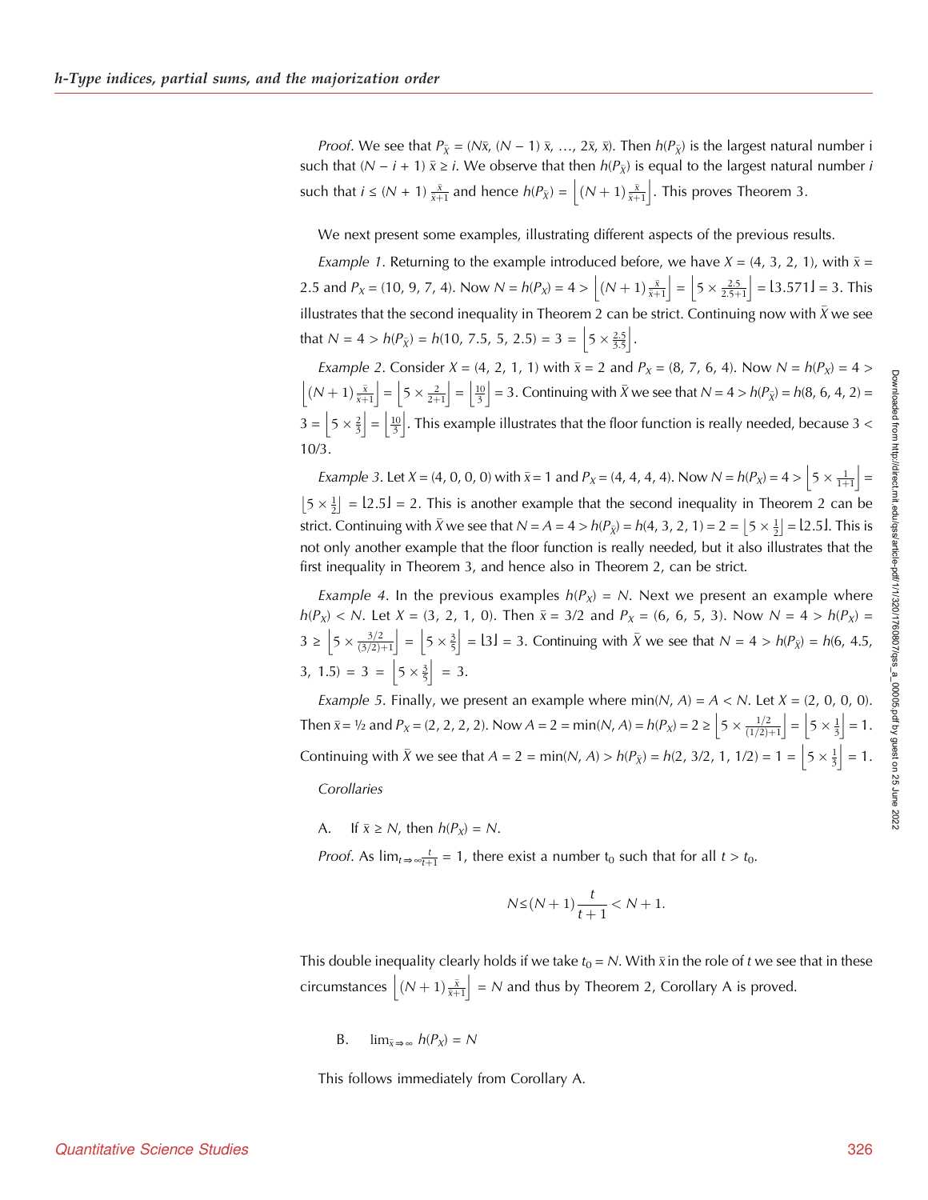*Proof*. We see that $P_{\bar{X}} = (N\bar{x}, (N-1)\,\bar{x}, \ldots, 2\bar{x}, \bar{x})$. Then $h(P_{\bar{X}})$ is the largest natural number i such that $(N - i + 1)\,\bar{x} \geq i$. We observe that then $h(P_{\bar{X}})$ is equal to the largest natural number $i$ such that $i \leq (N+1)\,\frac{\bar{x}}{\bar{x}+1}$ and hence $h(P_{\bar{X}}) = \left\lfloor (N+1)\frac{\bar{x}}{\bar{x}+1} \right\rfloor$. This proves Theorem 3.

We next present some examples, illustrating different aspects of the previous results.

*Example 1*. Returning to the example introduced before, we have $X = (4, 3, 2, 1)$, with $\bar{x} = 2.5$ and $P_X = (10, 9, 7, 4)$. Now $N = h(P_X) = 4 > \left\lfloor (N+1)\frac{\bar{x}}{\bar{x}+1} \right\rfloor = \left\lfloor 5 \times \frac{2.5}{2.5+1} \right\rfloor = \lfloor 3.571 \rfloor = 3$. This illustrates that the second inequality in Theorem 2 can be strict. Continuing now with $\bar{X}$ we see that $N = 4 > h(P_{\bar{X}}) = h(10, 7.5, 5, 2.5) = 3 = \left\lfloor 5 \times \frac{2.5}{3.5} \right\rfloor$.

*Example 2*. Consider $X = (4, 2, 1, 1)$ with $\bar{x} = 2$ and $P_X = (8, 7, 6, 4)$. Now $N = h(P_X) = 4 > \left\lfloor (N+1)\frac{\bar{x}}{\bar{x}+1} \right\rfloor = \left\lfloor 5 \times \frac{2}{2+1} \right\rfloor = \left\lfloor \frac{10}{3} \right\rfloor = 3$. Continuing with $\bar{X}$ we see that $N = 4 > h(P_{\bar{X}}) = h(8, 6, 4, 2) = 3 = \left\lfloor 5 \times \frac{2}{3} \right\rfloor = \left\lfloor \frac{10}{3} \right\rfloor$. This example illustrates that the floor function is really needed, because $3 < 10/3$.

*Example 3*. Let $X = (4, 0, 0, 0)$ with $\bar{x} = 1$ and $P_X = (4, 4, 4, 4)$. Now $N = h(P_X) = 4 > \left\lfloor 5 \times \frac{1}{1+1} \right\rfloor = \left\lfloor 5 \times \frac{1}{2} \right\rfloor = \lfloor 2.5 \rfloor = 2$. This is another example that the second inequality in Theorem 2 can be strict. Continuing with $\bar{X}$ we see that $N = A = 4 > h(P_{\bar{X}}) = h(4, 3, 2, 1) = 2 = \left\lfloor 5 \times \frac{1}{2} \right\rfloor = \lfloor 2.5 \rfloor$. This is not only another example that the floor function is really needed, but it also illustrates that the first inequality in Theorem 3, and hence also in Theorem 2, can be strict.

*Example 4*. In the previous examples $h(P_X) = N$. Next we present an example where $h(P_X) < N$. Let $X = (3, 2, 1, 0)$. Then $\bar{x} = 3/2$ and $P_X = (6, 6, 5, 3)$. Now $N = 4 > h(P_X) = 3 \geq \left\lfloor 5 \times \frac{3/2}{(3/2)+1} \right\rfloor = \left\lfloor 5 \times \frac{3}{5} \right\rfloor = \lfloor 3 \rfloor = 3$. Continuing with $\bar{X}$ we see that $N = 4 > h(P_{\bar{X}}) = h(6, 4.5, 3, 1.5) = 3 = \left\lfloor 5 \times \frac{3}{5} \right\rfloor = 3$.

*Example 5*. Finally, we present an example where $\min(N, A) = A < N$. Let $X = (2, 0, 0, 0)$. Then $\bar{x} = ½$ and $P_X = (2, 2, 2, 2)$. Now $A = 2 = \min(N, A) = h(P_X) = 2 \geq \left\lfloor 5 \times \frac{1/2}{(1/2)+1} \right\rfloor = \left\lfloor 5 \times \frac{1}{3} \right\rfloor = 1$. Continuing with $\bar{X}$ we see that $A = 2 = \min(N, A) > h(P_{\bar{X}}) = h(2, 3/2, 1, 1/2) = 1 = \left\lfloor 5 \times \frac{1}{3} \right\rfloor = 1$.

*Corollaries*

A. If $\bar{x} \geq N$, then $h(P_X) = N$.

*Proof*. As $\lim_{t \Rightarrow \infty} \frac{t}{t+1} = 1$, there exist a number $t_0$ such that for all $t > t_0$.

$$N \leq (N+1)\frac{t}{t+1} < N + 1.$$

This double inequality clearly holds if we take $t_0 = N$. With $\bar{x}$ in the role of $t$ we see that in these circumstances $\left\lfloor (N+1)\frac{\bar{x}}{\bar{x}+1} \right\rfloor = N$ and thus by Theorem 2, Corollary A is proved.

B. $\lim_{\bar{x} \Rightarrow \infty} h(P_X) = N$

This follows immediately from Corollary A.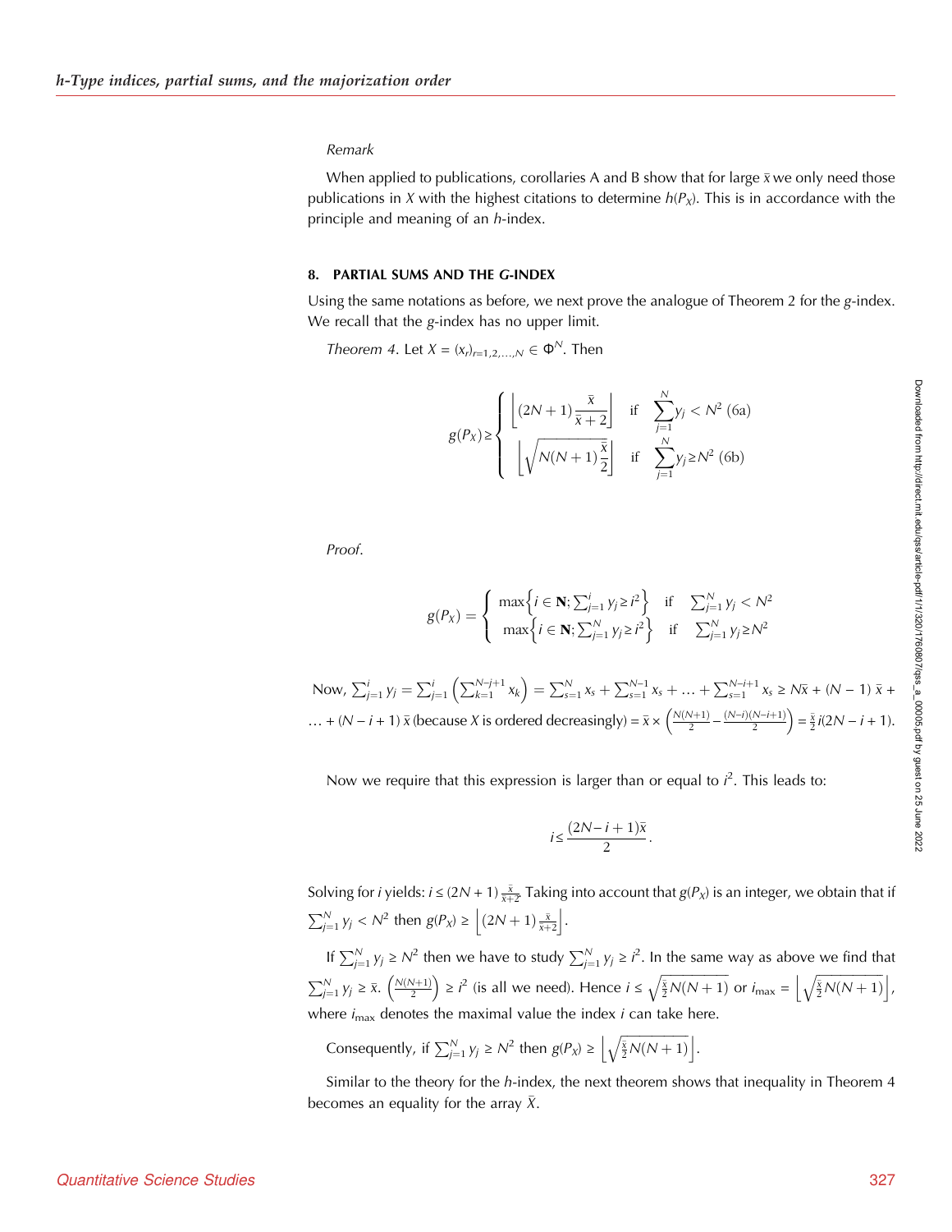*Remark*

When applied to publications, corollaries A and B show that for large $\bar{x}$ we only need those publications in $X$ with the highest citations to determine $h(P_X)$. This is in accordance with the principle and meaning of an $h$-index.

### 8. PARTIAL SUMS AND THE G-INDEX

Using the same notations as before, we next prove the analogue of Theorem 2 for the $g$-index. We recall that the $g$-index has no upper limit.

*Theorem 4*. Let $X = (x_r)_{r=1,2,\ldots,N} \in \Phi^N$. Then

$$g(P_X) \geq \begin{cases} \left\lfloor (2N+1)\frac{\bar{x}}{\bar{x}+2} \right\rfloor & \text{if} \quad \sum_{j=1}^{N} y_j < N^2 \text{ (6a)} \\ \left\lfloor \sqrt{N(N+1)\frac{\bar{x}}{2}} \right\rfloor & \text{if} \quad \sum_{j=1}^{N} y_j \geq N^2 \text{ (6b)} \end{cases}$$

*Proof*.

$$g(P_X) = \begin{cases} \max\left\{ i \in \mathbf{N}; \sum_{j=1}^{i} y_j \geq i^2 \right\} & \text{if} \quad \sum_{j=1}^{N} y_j < N^2 \\ \max\left\{ i \in \mathbf{N}; \sum_{j=1}^{N} y_j \geq i^2 \right\} & \text{if} \quad \sum_{j=1}^{N} y_j \geq N^2 \end{cases}$$

Now, $\sum_{j=1}^{i} y_j = \sum_{j=1}^{i} \left( \sum_{k=1}^{N-j+1} x_k \right) = \sum_{s=1}^{N} x_s + \sum_{s=1}^{N-1} x_s + \ldots + \sum_{s=1}^{N-i+1} x_s \geq N\bar{x} + (N-1)\,\bar{x} + \ldots + (N-i+1)\,\bar{x}$ (because $X$ is ordered decreasingly) $= \bar{x} \times \left( \frac{N(N+1)}{2} - \frac{(N-i)(N-i+1)}{2} \right) = \frac{\bar{x}}{2} i(2N-i+1)$.

Now we require that this expression is larger than or equal to $i^2$. This leads to:

$$i \leq \frac{(2N-i+1)\bar{x}}{2}.$$

Solving for $i$ yields: $i \leq (2N+1)\frac{\bar{x}}{\bar{x}+2}$. Taking into account that $g(P_X)$ is an integer, we obtain that if $\sum_{j=1}^{N} y_j < N^2$ then $g(P_X) \geq \left\lfloor (2N+1)\frac{\bar{x}}{\bar{x}+2} \right\rfloor$.

If $\sum_{j=1}^{N} y_j \geq N^2$ then we have to study $\sum_{j=1}^{N} y_j \geq i^2$. In the same way as above we find that $\sum_{j=1}^{N} y_j \geq \bar{x}. \left(\frac{N(N+1)}{2}\right) \geq i^2$ (is all we need). Hence $i \leq \sqrt{\frac{\bar{x}}{2}N(N+1)}$ or $i_{\max} = \left\lfloor \sqrt{\frac{\bar{x}}{2}N(N+1)} \right\rfloor$, where $i_{\max}$ denotes the maximal value the index $i$ can take here.

Consequently, if $\sum_{j=1}^{N} y_j \geq N^2$ then $g(P_X) \geq \left\lfloor \sqrt{\frac{\bar{x}}{2}N(N+1)} \right\rfloor$.

Similar to the theory for the $h$-index, the next theorem shows that inequality in Theorem 4 becomes an equality for the array $\bar{X}$.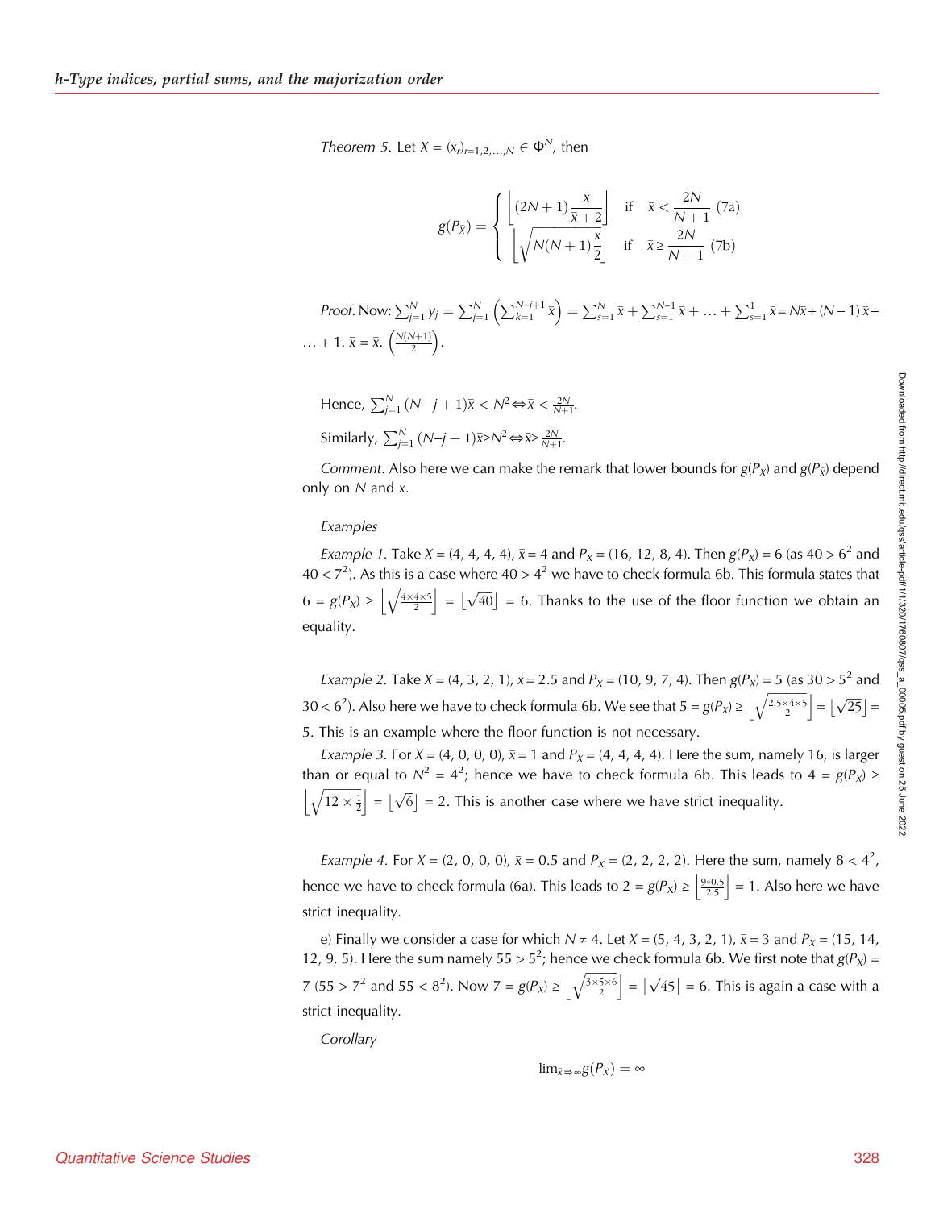*Theorem 5.* Let $X = (x_r)_{r=1,2,\ldots,N} \in \Phi^N$, then

$$
g(P_{\bar{x}}) = \begin{cases} \left\lfloor (2N+1)\dfrac{\bar{x}}{\bar{x}+2} \right\rfloor & \text{if} \quad \bar{x} < \dfrac{2N}{N+1} \text{ (7a)} \\ \left\lfloor \sqrt{N(N+1)\dfrac{\bar{x}}{2}} \right\rfloor & \text{if} \quad \bar{x} \geq \dfrac{2N}{N+1} \text{ (7b)} \end{cases}
$$

*Proof.* Now: $\sum_{j=1}^{N} y_j = \sum_{j=1}^{N} \left( \sum_{k=1}^{N-j+1} \bar{x} \right) = \sum_{s=1}^{N} \bar{x} + \sum_{s=1}^{N-1} \bar{x} + \ldots + \sum_{s=1}^{1} \bar{x} = N\bar{x} + (N-1)\,\bar{x} + \ldots + 1.\ \bar{x} = \bar{x}.\left( \frac{N(N+1)}{2} \right)$.

Hence, $\sum_{j=1}^{N} (N-j+1)\bar{x} < N^2 \Leftrightarrow \bar{x} < \frac{2N}{N+1}$.

Similarly, $\sum_{j=1}^{N} (N-j+1)\bar{x} \geq N^2 \Leftrightarrow \bar{x} \geq \frac{2N}{N+1}$.

*Comment.* Also here we can make the remark that lower bounds for $g(P_X)$ and $g(P_{\bar{X}})$ depend only on $N$ and $\bar{x}$.

*Examples*

*Example 1.* Take $X = (4, 4, 4, 4)$, $\bar{x} = 4$ and $P_X = (16, 12, 8, 4)$. Then $g(P_X) = 6$ (as $40 > 6^2$ and $40 < 7^2$). As this is a case where $40 > 4^2$ we have to check formula 6b. This formula states that $6 = g(P_X) \geq \left\lfloor \sqrt{\frac{4 \times 4 \times 5}{2}} \right\rfloor = \lfloor \sqrt{40} \rfloor = 6$. Thanks to the use of the floor function we obtain an equality.

*Example 2.* Take $X = (4, 3, 2, 1)$, $\bar{x} = 2.5$ and $P_X = (10, 9, 7, 4)$. Then $g(P_X) = 5$ (as $30 > 5^2$ and $30 < 6^2$). Also here we have to check formula 6b. We see that $5 = g(P_X) \geq \left\lfloor \sqrt{\frac{2.5 \times 4 \times 5}{2}} \right\rfloor = \lfloor \sqrt{25} \rfloor = 5$. This is an example where the floor function is not necessary.

*Example 3.* For $X = (4, 0, 0, 0)$, $\bar{x} = 1$ and $P_X = (4, 4, 4, 4)$. Here the sum, namely 16, is larger than or equal to $N^2 = 4^2$; hence we have to check formula 6b. This leads to $4 = g(P_X) \geq \left\lfloor \sqrt{12 \times \frac{1}{2}} \right\rfloor = \lfloor \sqrt{6} \rfloor = 2$. This is another case where we have strict inequality.

*Example 4.* For $X = (2, 0, 0, 0)$, $\bar{x} = 0.5$ and $P_X = (2, 2, 2, 2)$. Here the sum, namely $8 < 4^2$, hence we have to check formula (6a). This leads to $2 = g(P_X) \geq \left\lfloor \frac{9 * 0.5}{2.5} \right\rfloor = 1$. Also here we have strict inequality.

e) Finally we consider a case for which $N \neq 4$. Let $X = (5, 4, 3, 2, 1)$, $\bar{x} = 3$ and $P_X = (15, 14, 12, 9, 5)$. Here the sum namely $55 > 5^2$; hence we check formula 6b. We first note that $g(P_X) = 7$ ($55 > 7^2$ and $55 < 8^2$). Now $7 = g(P_X) \geq \left\lfloor \sqrt{\frac{3 \times 5 \times 6}{2}} \right\rfloor = \lfloor \sqrt{45} \rfloor = 6$. This is again a case with a strict inequality.

*Corollary*

$$
\lim_{\bar{x} \Rightarrow \infty} g(P_X) = \infty
$$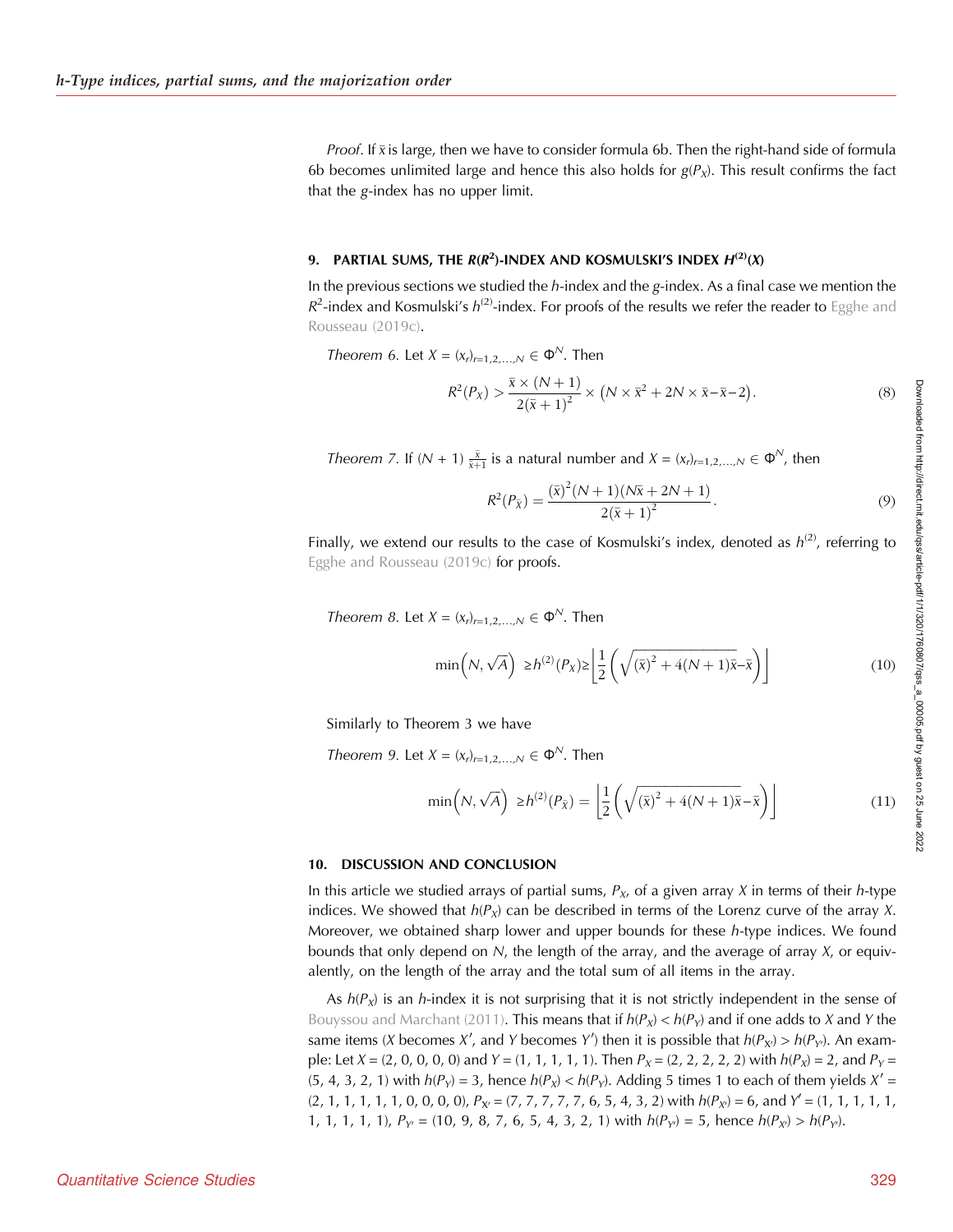*Proof*. If $\bar{x}$ is large, then we have to consider formula 6b. Then the right-hand side of formula 6b becomes unlimited large and hence this also holds for $g(P_X)$. This result confirms the fact that the $g$-index has no upper limit.

## 9. PARTIAL SUMS, THE $R(R^2)$-INDEX AND KOSMULSKI'S INDEX $H^{(2)}(X)$

In the previous sections we studied the $h$-index and the $g$-index. As a final case we mention the $R^2$-index and Kosmulski's $h^{(2)}$-index. For proofs of the results we refer the reader to Egghe and Rousseau (2019c).

*Theorem 6.* Let $X = (x_r)_{r=1,2,\ldots,N} \in \Phi^N$. Then

$$R^2(P_X) > \frac{\bar{x} \times (N+1)}{2(\bar{x}+1)^2} \times \left(N \times \bar{x}^2 + 2N \times \bar{x} - \bar{x} - 2\right). \tag{8}$$

*Theorem 7.* If $(N + 1)\, \frac{\bar{x}}{\bar{x}+1}$ is a natural number and $X = (x_r)_{r=1,2,\ldots,N} \in \Phi^N$, then

$$R^2(P_{\bar{X}}) = \frac{(\bar{x})^2 (N+1)(N\bar{x} + 2N + 1)}{2(\bar{x}+1)^2}. \tag{9}$$

Finally, we extend our results to the case of Kosmulski's index, denoted as $h^{(2)}$, referring to Egghe and Rousseau (2019c) for proofs.

*Theorem 8.* Let $X = (x_r)_{r=1,2,\ldots,N} \in \Phi^N$. Then

$$\min\left(N, \sqrt{A}\right) \geq h^{(2)}(P_X) \geq \left\lfloor \frac{1}{2}\left(\sqrt{(\bar{x})^2 + 4(N+1)\bar{x}} - \bar{x}\right)\right\rfloor \tag{10}$$

Similarly to Theorem 3 we have

*Theorem 9.* Let $X = (x_r)_{r=1,2,\ldots,N} \in \Phi^N$. Then

$$\min\left(N, \sqrt{A}\right) \geq h^{(2)}(P_{\bar{X}}) = \left\lfloor \frac{1}{2}\left(\sqrt{(\bar{x})^2 + 4(N+1)\bar{x}} - \bar{x}\right)\right\rfloor \tag{11}$$

## 10. DISCUSSION AND CONCLUSION

In this article we studied arrays of partial sums, $P_X$, of a given array $X$ in terms of their $h$-type indices. We showed that $h(P_X)$ can be described in terms of the Lorenz curve of the array $X$. Moreover, we obtained sharp lower and upper bounds for these $h$-type indices. We found bounds that only depend on $N$, the length of the array, and the average of array $X$, or equivalently, on the length of the array and the total sum of all items in the array.

As $h(P_X)$ is an $h$-index it is not surprising that it is not strictly independent in the sense of Bouyssou and Marchant (2011). This means that if $h(P_X) < h(P_Y)$ and if one adds to $X$ and $Y$ the same items ($X$ becomes $X'$, and $Y$ becomes $Y'$) then it is possible that $h(P_{X'}) > h(P_{Y'})$. An example: Let $X = (2, 0, 0, 0, 0)$ and $Y = (1, 1, 1, 1, 1)$. Then $P_X = (2, 2, 2, 2, 2)$ with $h(P_X) = 2$, and $P_Y = (5, 4, 3, 2, 1)$ with $h(P_Y) = 3$, hence $h(P_X) < h(P_Y)$. Adding 5 times 1 to each of them yields $X' = (2, 1, 1, 1, 1, 1, 0, 0, 0, 0)$, $P_{X'} = (7, 7, 7, 7, 7, 6, 5, 4, 3, 2)$ with $h(P_{X'}) = 6$, and $Y' = (1, 1, 1, 1, 1, 1, 1, 1, 1, 1)$, $P_{Y'} = (10, 9, 8, 7, 6, 5, 4, 3, 2, 1)$ with $h(P_{Y'}) = 5$, hence $h(P_{X'}) > h(P_{Y'})$.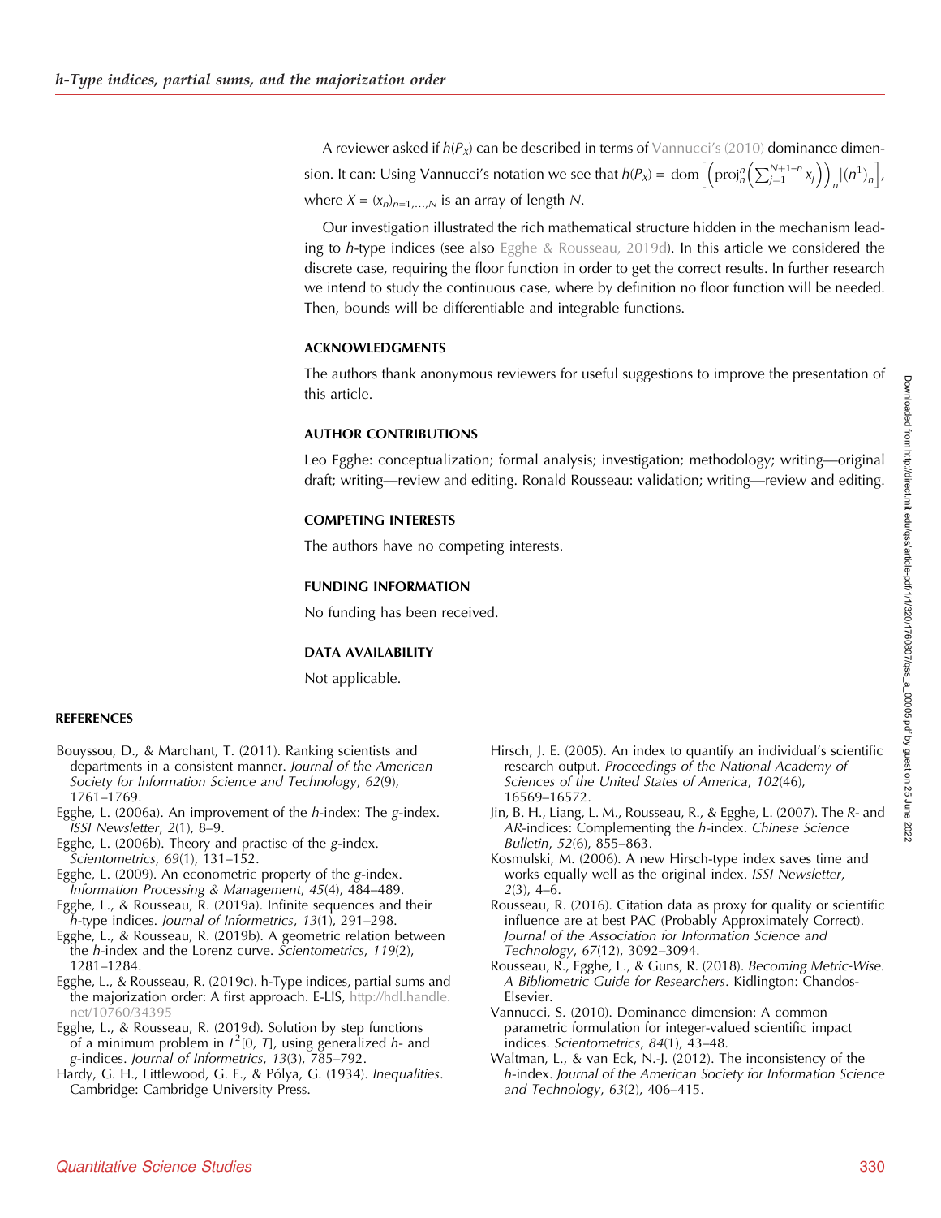A reviewer asked if $h(P_X)$ can be described in terms of Vannucci's (2010) dominance dimension. It can: Using Vannucci's notation we see that $h(P_X) = \operatorname{dom}\left[\left(\operatorname{proj}_n^n\left(\sum_{j=1}^{N+1-n} x_j\right)\right)_n \middle| (n^1)_n\right]$, where $X = (x_n)_{n=1,\ldots,N}$ is an array of length $N$.

Our investigation illustrated the rich mathematical structure hidden in the mechanism leading to *h*-type indices (see also Egghe & Rousseau, 2019d). In this article we considered the discrete case, requiring the floor function in order to get the correct results. In further research we intend to study the continuous case, where by definition no floor function will be needed. Then, bounds will be differentiable and integrable functions.

## ACKNOWLEDGMENTS

The authors thank anonymous reviewers for useful suggestions to improve the presentation of this article.

## AUTHOR CONTRIBUTIONS

Leo Egghe: conceptualization; formal analysis; investigation; methodology; writing—original draft; writing—review and editing. Ronald Rousseau: validation; writing—review and editing.

## COMPETING INTERESTS

The authors have no competing interests.

## FUNDING INFORMATION

No funding has been received.

## DATA AVAILABILITY

Not applicable.

## REFERENCES

Bouyssou, D., & Marchant, T. (2011). Ranking scientists and departments in a consistent manner. *Journal of the American Society for Information Science and Technology*, *62*(9), 1761–1769.

Egghe, L. (2006a). An improvement of the *h*-index: The *g*-index. *ISSI Newsletter*, *2*(1), 8–9.

Egghe, L. (2006b). Theory and practise of the *g*-index. *Scientometrics*, *69*(1), 131–152.

Egghe, L. (2009). An econometric property of the *g*-index. *Information Processing & Management*, *45*(4), 484–489.

Egghe, L., & Rousseau, R. (2019a). Infinite sequences and their *h*-type indices. *Journal of Informetrics*, *13*(1), 291–298.

Egghe, L., & Rousseau, R. (2019b). A geometric relation between the *h*-index and the Lorenz curve. *Scientometrics*, *119*(2), 1281–1284.

Egghe, L., & Rousseau, R. (2019c). h-Type indices, partial sums and the majorization order: A first approach. E-LIS, http://hdl.handle.net/10760/34395

Egghe, L., & Rousseau, R. (2019d). Solution by step functions of a minimum problem in $L^2[0, T]$, using generalized *h*- and *g*-indices. *Journal of Informetrics*, *13*(3), 785–792.

Hardy, G. H., Littlewood, G. E., & Pólya, G. (1934). *Inequalities*. Cambridge: Cambridge University Press.

Hirsch, J. E. (2005). An index to quantify an individual's scientific research output. *Proceedings of the National Academy of Sciences of the United States of America*, *102*(46), 16569–16572.

Jin, B. H., Liang, L. M., Rousseau, R., & Egghe, L. (2007). The *R*- and *AR*-indices: Complementing the *h*-index. *Chinese Science Bulletin*, *52*(6), 855–863.

Kosmulski, M. (2006). A new Hirsch-type index saves time and works equally well as the original index. *ISSI Newsletter*, *2*(3), 4–6.

Rousseau, R. (2016). Citation data as proxy for quality or scientific influence are at best PAC (Probably Approximately Correct). *Journal of the Association for Information Science and Technology*, *67*(12), 3092–3094.

Rousseau, R., Egghe, L., & Guns, R. (2018). *Becoming Metric-Wise. A Bibliometric Guide for Researchers*. Kidlington: Chandos-Elsevier.

Vannucci, S. (2010). Dominance dimension: A common parametric formulation for integer-valued scientific impact indices. *Scientometrics*, *84*(1), 43–48.

Waltman, L., & van Eck, N.-J. (2012). The inconsistency of the *h*-index. *Journal of the American Society for Information Science and Technology*, *63*(2), 406–415.